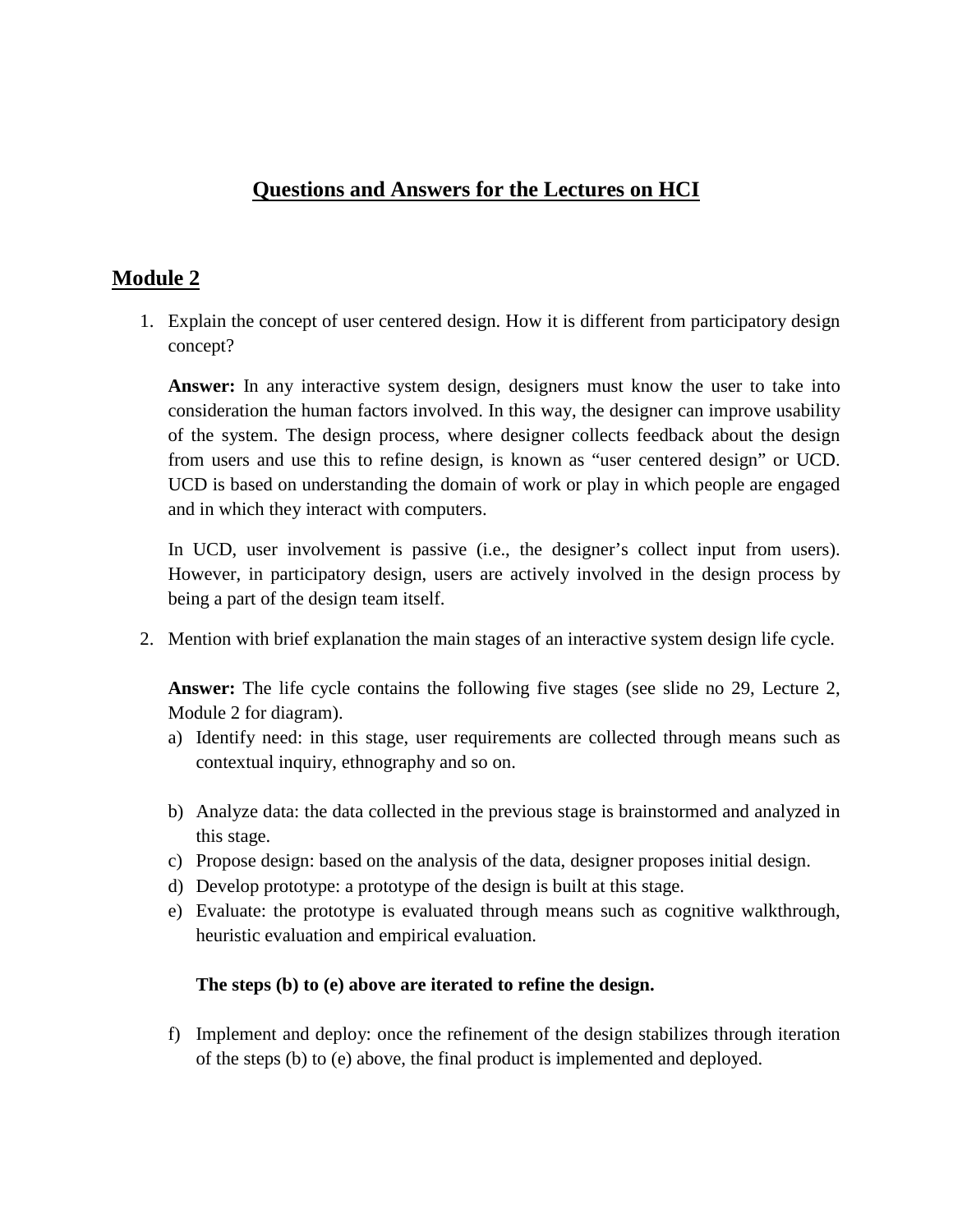# Questions and Answers for the Lectures on HCI

## Module 2

1. Explain the concept of user centered design. How it is different from participatory design concept?

   **Answer:** In any interactive system design, designers must know the user to take into consideration the human factors involved. In this way, the designer can improve usability of the system. The design process, where designer collects feedback about the design from users and use this to refine design, is known as "user centered design" or UCD. UCD is based on understanding the domain of work or play in which people are engaged and in which they interact with computers.

   In UCD, user involvement is passive (i.e., the designer's collect input from users). However, in participatory design, users are actively involved in the design process by being a part of the design team itself.

2. Mention with brief explanation the main stages of an interactive system design life cycle.

   **Answer:** The life cycle contains the following five stages (see slide no 29, Lecture 2, Module 2 for diagram).

   a) Identify need: in this stage, user requirements are collected through means such as contextual inquiry, ethnography and so on.

   b) Analyze data: the data collected in the previous stage is brainstormed and analyzed in this stage.
   c) Propose design: based on the analysis of the data, designer proposes initial design.
   d) Develop prototype: a prototype of the design is built at this stage.
   e) Evaluate: the prototype is evaluated through means such as cognitive walkthrough, heuristic evaluation and empirical evaluation.

   **The steps (b) to (e) above are iterated to refine the design.**

   f) Implement and deploy: once the refinement of the design stabilizes through iteration of the steps (b) to (e) above, the final product is implemented and deployed.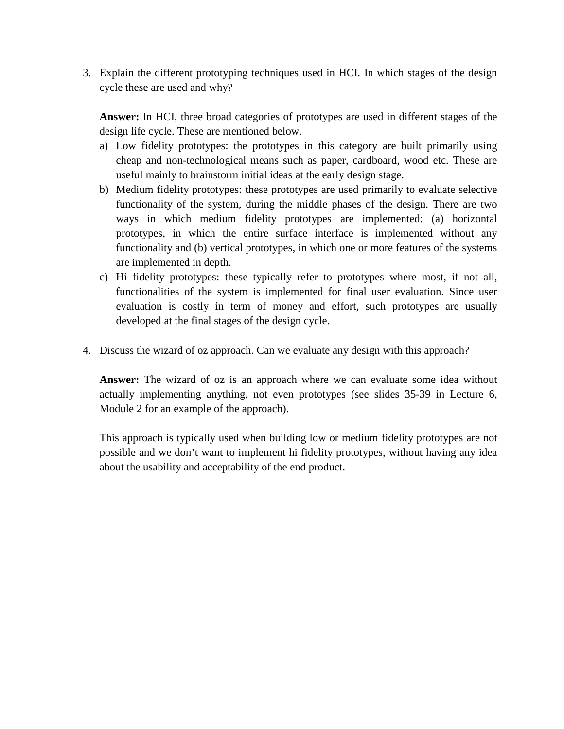3. Explain the different prototyping techniques used in HCI. In which stages of the design cycle these are used and why?

   **Answer:** In HCI, three broad categories of prototypes are used in different stages of the design life cycle. These are mentioned below.

   a) Low fidelity prototypes: the prototypes in this category are built primarily using cheap and non-technological means such as paper, cardboard, wood etc. These are useful mainly to brainstorm initial ideas at the early design stage.
   b) Medium fidelity prototypes: these prototypes are used primarily to evaluate selective functionality of the system, during the middle phases of the design. There are two ways in which medium fidelity prototypes are implemented: (a) horizontal prototypes, in which the entire surface interface is implemented without any functionality and (b) vertical prototypes, in which one or more features of the systems are implemented in depth.
   c) Hi fidelity prototypes: these typically refer to prototypes where most, if not all, functionalities of the system is implemented for final user evaluation. Since user evaluation is costly in term of money and effort, such prototypes are usually developed at the final stages of the design cycle.

4. Discuss the wizard of oz approach. Can we evaluate any design with this approach?

   **Answer:** The wizard of oz is an approach where we can evaluate some idea without actually implementing anything, not even prototypes (see slides 35-39 in Lecture 6, Module 2 for an example of the approach).

   This approach is typically used when building low or medium fidelity prototypes are not possible and we don't want to implement hi fidelity prototypes, without having any idea about the usability and acceptability of the end product.